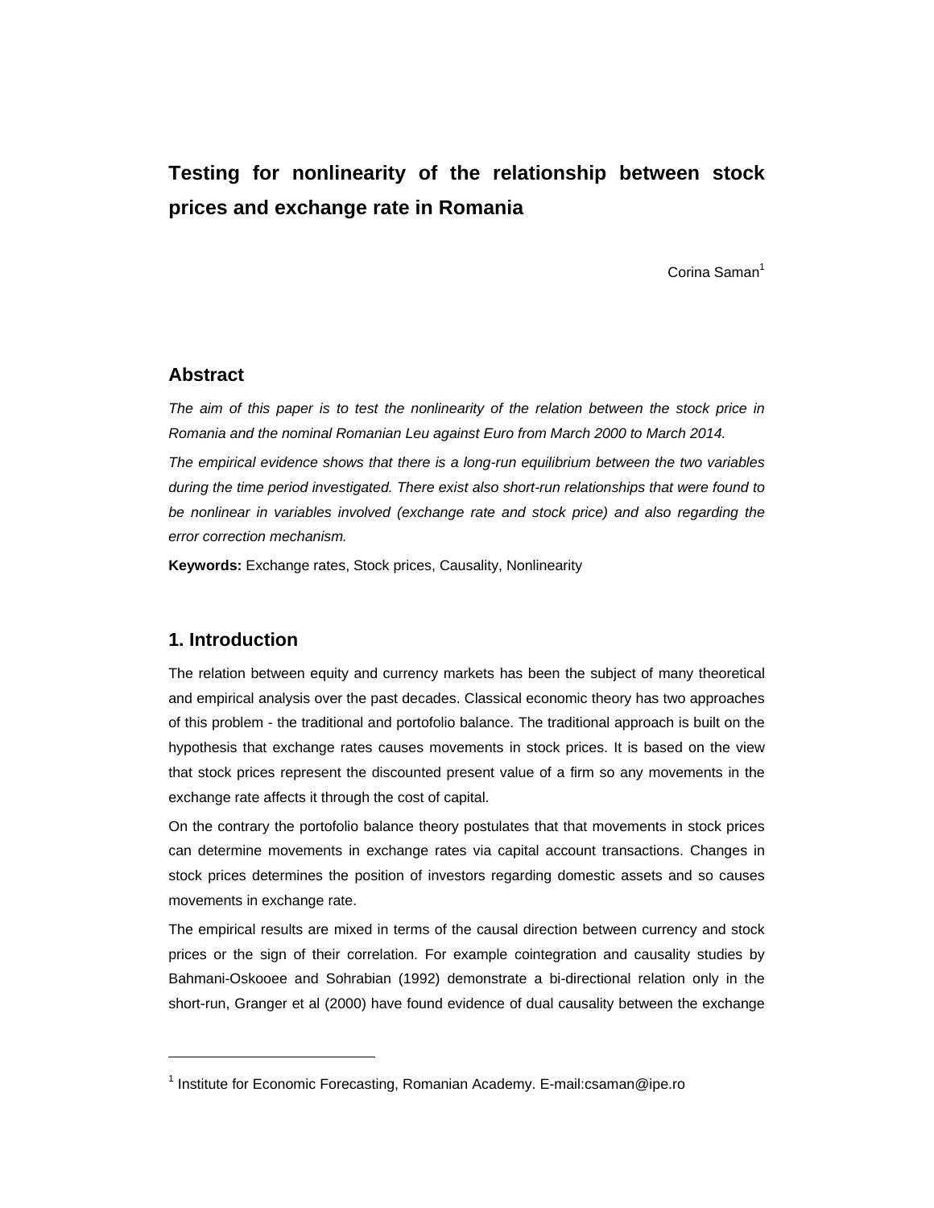# Testing for nonlinearity of the relationship between stock prices and exchange rate in Romania

Corina Saman[1]

## Abstract

*The aim of this paper is to test the nonlinearity of the relation between the stock price in Romania and the nominal Romanian Leu against Euro from March 2000 to March 2014.*

*The empirical evidence shows that there is a long-run equilibrium between the two variables during the time period investigated. There exist also short-run relationships that were found to be nonlinear in variables involved (exchange rate and stock price) and also regarding the error correction mechanism.*

**Keywords:** Exchange rates, Stock prices, Causality, Nonlinearity

## 1. Introduction

The relation between equity and currency markets has been the subject of many theoretical and empirical analysis over the past decades. Classical economic theory has two approaches of this problem - the traditional and portofolio balance. The traditional approach is built on the hypothesis that exchange rates causes movements in stock prices. It is based on the view that stock prices represent the discounted present value of a firm so any movements in the exchange rate affects it through the cost of capital.

On the contrary the portofolio balance theory postulates that that movements in stock prices can determine movements in exchange rates via capital account transactions. Changes in stock prices determines the position of investors regarding domestic assets and so causes movements in exchange rate.

The empirical results are mixed in terms of the causal direction between currency and stock prices or the sign of their correlation. For example cointegration and causality studies by Bahmani-Oskooee and Sohrabian (1992) demonstrate a bi-directional relation only in the short-run, Granger et al (2000) have found evidence of dual causality between the exchange

---

[1] Institute for Economic Forecasting, Romanian Academy. E-mail:csaman@ipe.ro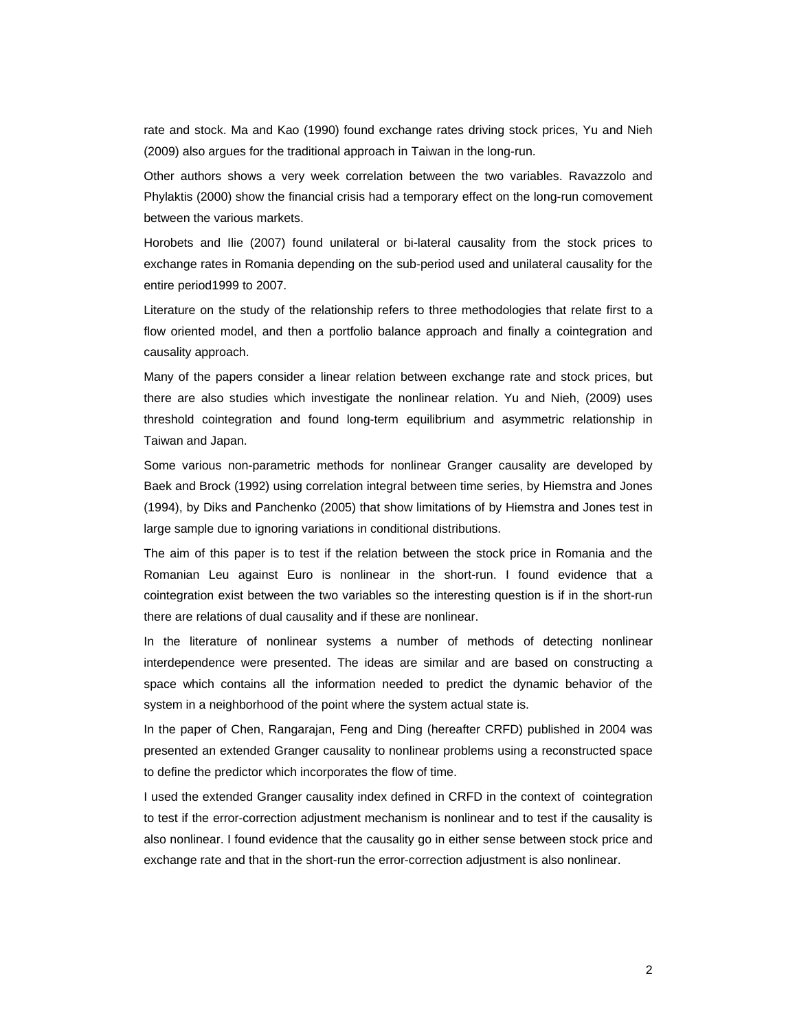rate and stock. Ma and Kao (1990) found exchange rates driving stock prices, Yu and Nieh (2009) also argues for the traditional approach in Taiwan in the long-run.

Other authors shows a very week correlation between the two variables. Ravazzolo and Phylaktis (2000) show the financial crisis had a temporary effect on the long-run comovement between the various markets.

Horobets and Ilie (2007) found unilateral or bi-lateral causality from the stock prices to exchange rates in Romania depending on the sub-period used and unilateral causality for the entire period1999 to 2007.

Literature on the study of the relationship refers to three methodologies that relate first to a flow oriented model, and then a portfolio balance approach and finally a cointegration and causality approach.

Many of the papers consider a linear relation between exchange rate and stock prices, but there are also studies which investigate the nonlinear relation. Yu and Nieh, (2009) uses threshold cointegration and found long-term equilibrium and asymmetric relationship in Taiwan and Japan.

Some various non-parametric methods for nonlinear Granger causality are developed by Baek and Brock (1992) using correlation integral between time series, by Hiemstra and Jones (1994), by Diks and Panchenko (2005) that show limitations of by Hiemstra and Jones test in large sample due to ignoring variations in conditional distributions.

The aim of this paper is to test if the relation between the stock price in Romania and the Romanian Leu against Euro is nonlinear in the short-run. I found evidence that a cointegration exist between the two variables so the interesting question is if in the short-run there are relations of dual causality and if these are nonlinear.

In the literature of nonlinear systems a number of methods of detecting nonlinear interdependence were presented. The ideas are similar and are based on constructing a space which contains all the information needed to predict the dynamic behavior of the system in a neighborhood of the point where the system actual state is.

In the paper of Chen, Rangarajan, Feng and Ding (hereafter CRFD) published in 2004 was presented an extended Granger causality to nonlinear problems using a reconstructed space to define the predictor which incorporates the flow of time.

I used the extended Granger causality index defined in CRFD in the context of cointegration to test if the error-correction adjustment mechanism is nonlinear and to test if the causality is also nonlinear. I found evidence that the causality go in either sense between stock price and exchange rate and that in the short-run the error-correction adjustment is also nonlinear.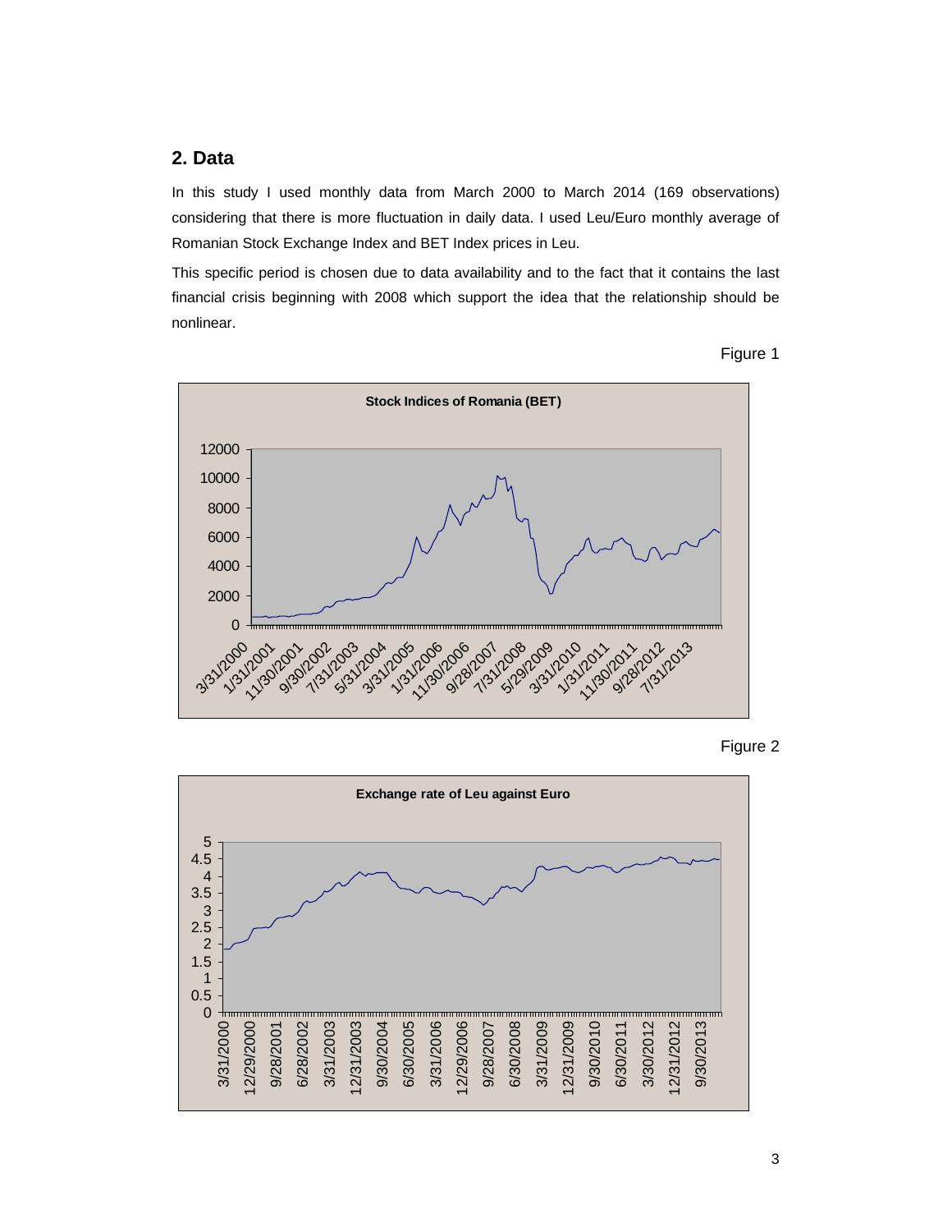## 2. Data

In this study I used monthly data from March 2000 to March 2014 (169 observations) considering that there is more fluctuation in daily data. I used Leu/Euro monthly average of Romanian Stock Exchange Index and BET Index prices in Leu.

This specific period is chosen due to data availability and to the fact that it contains the last financial crisis beginning with 2008 which support the idea that the relationship should be nonlinear.

Figure 1

Figure 2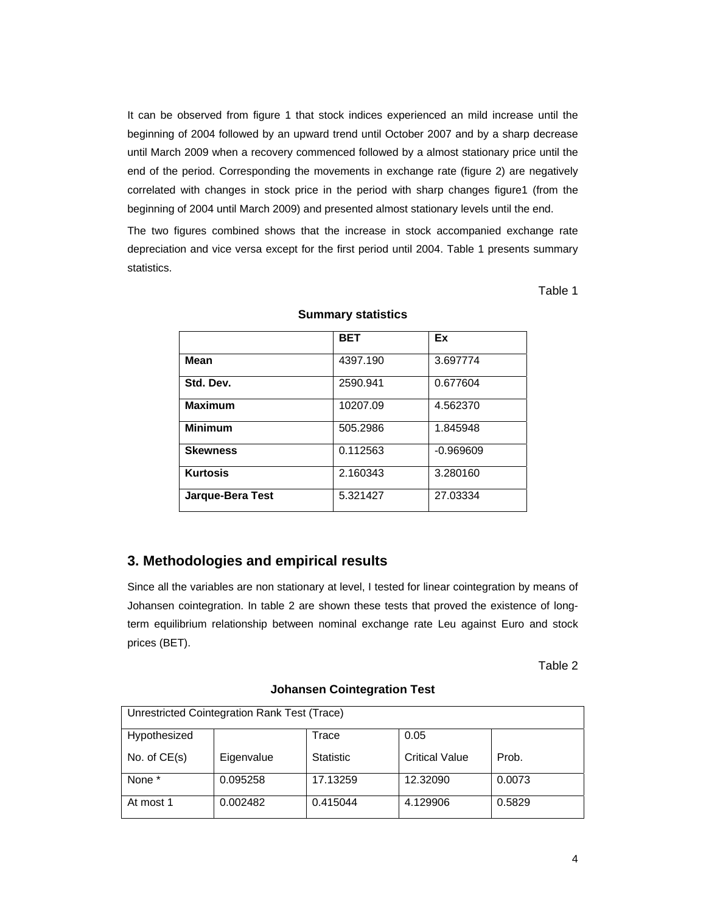It can be observed from figure 1 that stock indices experienced an mild increase until the beginning of 2004 followed by an upward trend until October 2007 and by a sharp decrease until March 2009 when a recovery commenced followed by a almost stationary price until the end of the period. Corresponding the movements in exchange rate (figure 2) are negatively correlated with changes in stock price in the period with sharp changes figure1 (from the beginning of 2004 until March 2009) and presented almost stationary levels until the end.

The two figures combined shows that the increase in stock accompanied exchange rate depreciation and vice versa except for the first period until 2004. Table 1 presents summary statistics.

Table 1

**Summary statistics**

| | BET | Ex |
|---|---|---|
| **Mean** | 4397.190 | 3.697774 |
| **Std. Dev.** | 2590.941 | 0.677604 |
| **Maximum** | 10207.09 | 4.562370 |
| **Minimum** | 505.2986 | 1.845948 |
| **Skewness** | 0.112563 | -0.969609 |
| **Kurtosis** | 2.160343 | 3.280160 |
| **Jarque-Bera Test** | 5.321427 | 27.03334 |

## 3. Methodologies and empirical results

Since all the variables are non stationary at level, I tested for linear cointegration by means of Johansen cointegration. In table 2 are shown these tests that proved the existence of long-term equilibrium relationship between nominal exchange rate Leu against Euro and stock prices (BET).

Table 2

**Johansen Cointegration Test**

| Unrestricted Cointegration Rank Test (Trace) | | | | |
|---|---|---|---|---|
| Hypothesized No. of CE(s) | Eigenvalue | Trace Statistic | 0.05 Critical Value | Prob. |
| None * | 0.095258 | 17.13259 | 12.32090 | 0.0073 |
| At most 1 | 0.002482 | 0.415044 | 4.129906 | 0.5829 |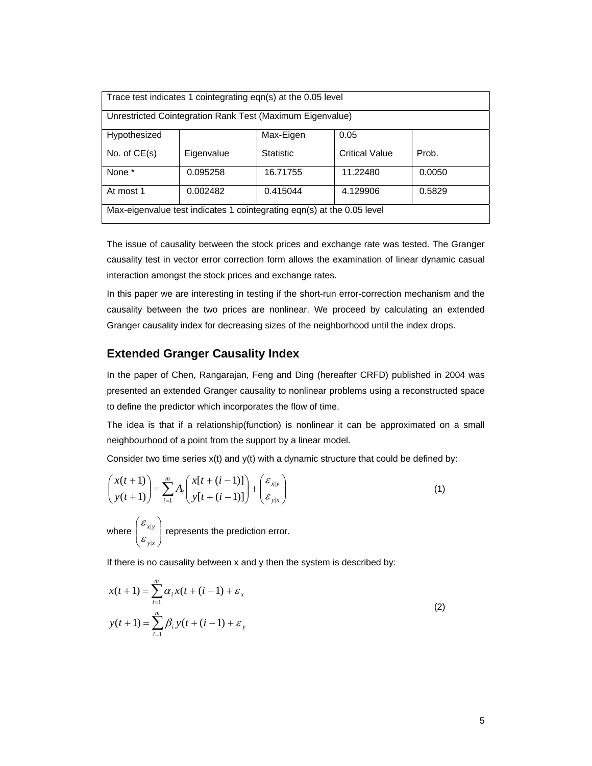| Trace test indicates 1 cointegrating eqn(s) at the 0.05 level | | | | |
|---|---|---|---|---|
| Unrestricted Cointegration Rank Test (Maximum Eigenvalue) | | | | |
| Hypothesized No. of CE(s) | Eigenvalue | Max-Eigen Statistic | 0.05 Critical Value | Prob. |
| None * | 0.095258 | 16.71755 | 11.22480 | 0.0050 |
| At most 1 | 0.002482 | 0.415044 | 4.129906 | 0.5829 |
| Max-eigenvalue test indicates 1 cointegrating eqn(s) at the 0.05 level | | | | |

The issue of causality between the stock prices and exchange rate was tested. The Granger causality test in vector error correction form allows the examination of linear dynamic casual interaction amongst the stock prices and exchange rates.

In this paper we are interesting in testing if the short-run error-correction mechanism and the causality between the two prices are nonlinear. We proceed by calculating an extended Granger causality index for decreasing sizes of the neighborhood until the index drops.

## Extended Granger Causality Index

In the paper of Chen, Rangarajan, Feng and Ding (hereafter CRFD) published in 2004 was presented an extended Granger causality to nonlinear problems using a reconstructed space to define the predictor which incorporates the flow of time.

The idea is that if a relationship(function) is nonlinear it can be approximated on a small neighbourhood of a point from the support by a linear model.

Consider two time series x(t) and y(t) with a dynamic structure that could be defined by:

$$\begin{pmatrix} x(t+1) \\ y(t+1) \end{pmatrix} = \sum_{i=1}^{m} A_i \begin{pmatrix} x[t+(i-1)] \\ y[t+(i-1)] \end{pmatrix} + \begin{pmatrix} \varepsilon_{x|y} \\ \varepsilon_{y|x} \end{pmatrix} \tag{1}$$

where $\begin{pmatrix} \varepsilon_{x|y} \\ \varepsilon_{y|x} \end{pmatrix}$ represents the prediction error.

If there is no causality between x and y then the system is described by:

$$\begin{aligned} x(t+1) &= \sum_{i=1}^{m} \alpha_i x(t+(i-1) + \varepsilon_x \\ y(t+1) &= \sum_{i=1}^{m} \beta_i y(t+(i-1) + \varepsilon_y \end{aligned} \tag{2}$$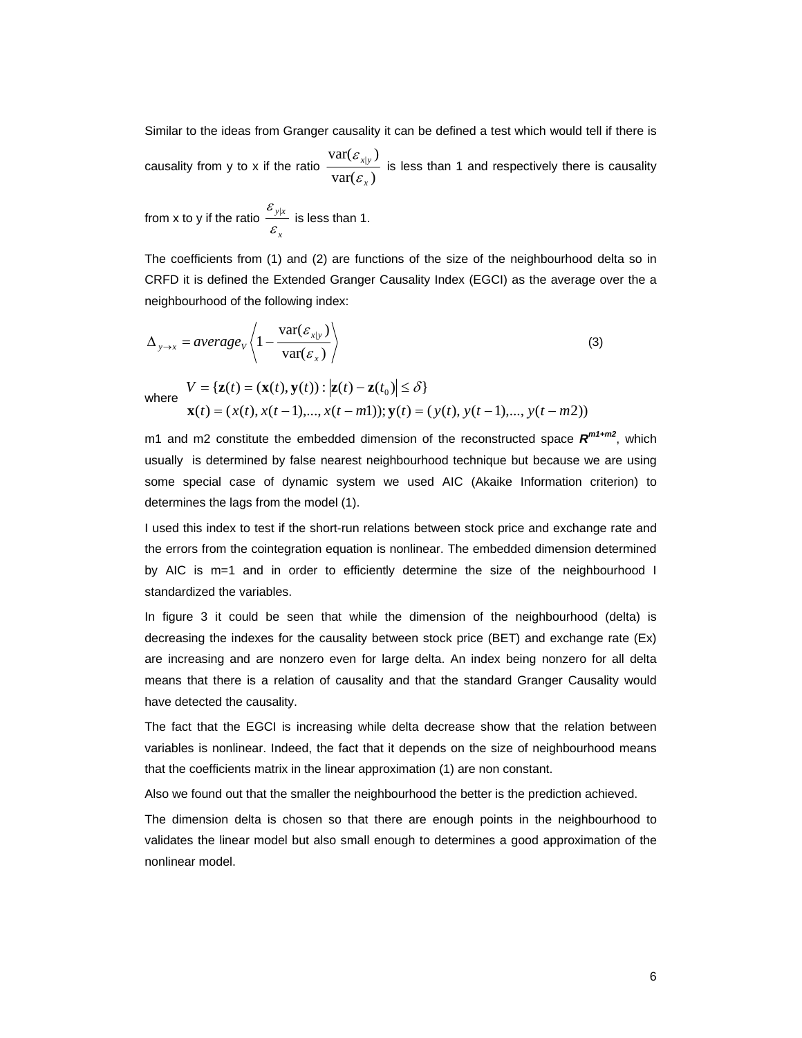Similar to the ideas from Granger causality it can be defined a test which would tell if there is causality from y to x if the ratio $\frac{\operatorname{var}(\varepsilon_{x|y})}{\operatorname{var}(\varepsilon_x)}$ is less than 1 and respectively there is causality from x to y if the ratio $\frac{\varepsilon_{y|x}}{\varepsilon_x}$ is less than 1.

The coefficients from (1) and (2) are functions of the size of the neighbourhood delta so in CRFD it is defined the Extended Granger Causality Index (EGCI) as the average over the a neighbourhood of the following index:

$$\Delta_{y \to x} = average_V \left\langle 1 - \frac{\operatorname{var}(\varepsilon_{x|y})}{\operatorname{var}(\varepsilon_x)} \right\rangle \tag{3}$$

where
$$V = \{\mathbf{z}(t) = (\mathbf{x}(t), \mathbf{y}(t)) : |\mathbf{z}(t) - \mathbf{z}(t_0)| \le \delta\}$$
$$\mathbf{x}(t) = (x(t), x(t-1), ..., x(t-m1)); \mathbf{y}(t) = (y(t), y(t-1), ..., y(t-m2))$$

m1 and m2 constitute the embedded dimension of the reconstructed space $\boldsymbol{R}^{m1+m2}$, which usually is determined by false nearest neighbourhood technique but because we are using some special case of dynamic system we used AIC (Akaike Information criterion) to determines the lags from the model (1).

I used this index to test if the short-run relations between stock price and exchange rate and the errors from the cointegration equation is nonlinear. The embedded dimension determined by AIC is m=1 and in order to efficiently determine the size of the neighbourhood I standardized the variables.

In figure 3 it could be seen that while the dimension of the neighbourhood (delta) is decreasing the indexes for the causality between stock price (BET) and exchange rate (Ex) are increasing and are nonzero even for large delta. An index being nonzero for all delta means that there is a relation of causality and that the standard Granger Causality would have detected the causality.

The fact that the EGCI is increasing while delta decrease show that the relation between variables is nonlinear. Indeed, the fact that it depends on the size of neighbourhood means that the coefficients matrix in the linear approximation (1) are non constant.

Also we found out that the smaller the neighbourhood the better is the prediction achieved.

The dimension delta is chosen so that there are enough points in the neighbourhood to validates the linear model but also small enough to determines a good approximation of the nonlinear model.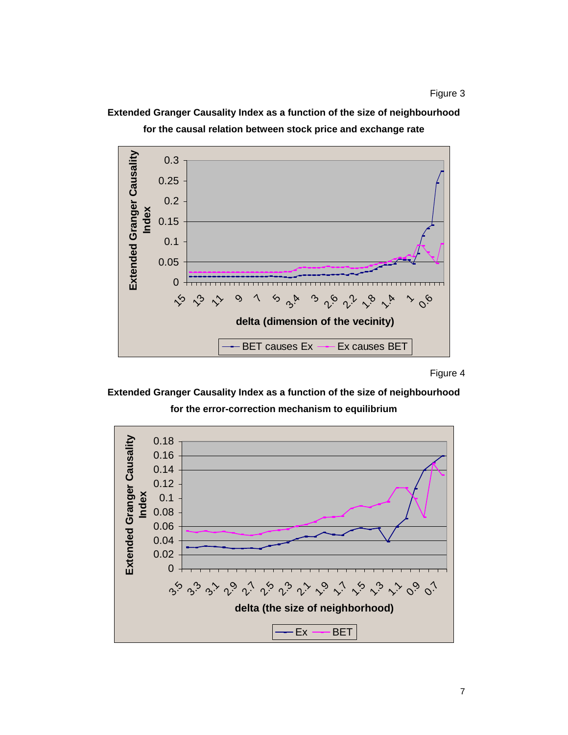Figure 3

**Extended Granger Causality Index as a function of the size of neighbourhood for the causal relation between stock price and exchange rate**

Figure 4

**Extended Granger Causality Index as a function of the size of neighbourhood for the error-correction mechanism to equilibrium**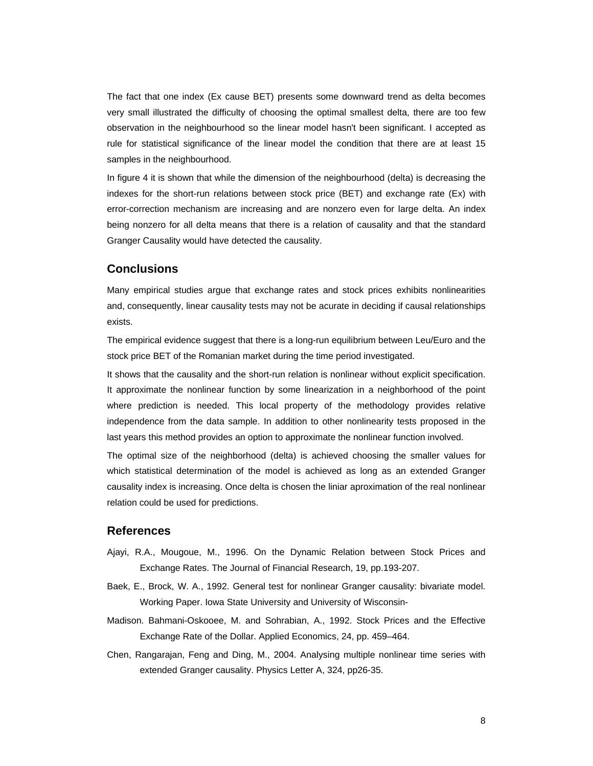The fact that one index (Ex cause BET) presents some downward trend as delta becomes very small illustrated the difficulty of choosing the optimal smallest delta, there are too few observation in the neighbourhood so the linear model hasn't been significant. I accepted as rule for statistical significance of the linear model the condition that there are at least 15 samples in the neighbourhood.

In figure 4 it is shown that while the dimension of the neighbourhood (delta) is decreasing the indexes for the short-run relations between stock price (BET) and exchange rate (Ex) with error-correction mechanism are increasing and are nonzero even for large delta. An index being nonzero for all delta means that there is a relation of causality and that the standard Granger Causality would have detected the causality.

## Conclusions

Many empirical studies argue that exchange rates and stock prices exhibits nonlinearities and, consequently, linear causality tests may not be acurate in deciding if causal relationships exists.

The empirical evidence suggest that there is a long-run equilibrium between Leu/Euro and the stock price BET of the Romanian market during the time period investigated.

It shows that the causality and the short-run relation is nonlinear without explicit specification. It approximate the nonlinear function by some linearization in a neighborhood of the point where prediction is needed. This local property of the methodology provides relative independence from the data sample. In addition to other nonlinearity tests proposed in the last years this method provides an option to approximate the nonlinear function involved.

The optimal size of the neighborhood (delta) is achieved choosing the smaller values for which statistical determination of the model is achieved as long as an extended Granger causality index is increasing. Once delta is chosen the liniar aproximation of the real nonlinear relation could be used for predictions.

## References

Ajayi, R.A., Mougoue, M., 1996. On the Dynamic Relation between Stock Prices and Exchange Rates. The Journal of Financial Research, 19, pp.193-207.

Baek, E., Brock, W. A., 1992. General test for nonlinear Granger causality: bivariate model. Working Paper. Iowa State University and University of Wisconsin-

Madison. Bahmani-Oskooee, M. and Sohrabian, A., 1992. Stock Prices and the Effective Exchange Rate of the Dollar. Applied Economics, 24, pp. 459–464.

Chen, Rangarajan, Feng and Ding, M., 2004. Analysing multiple nonlinear time series with extended Granger causality. Physics Letter A, 324, pp26-35.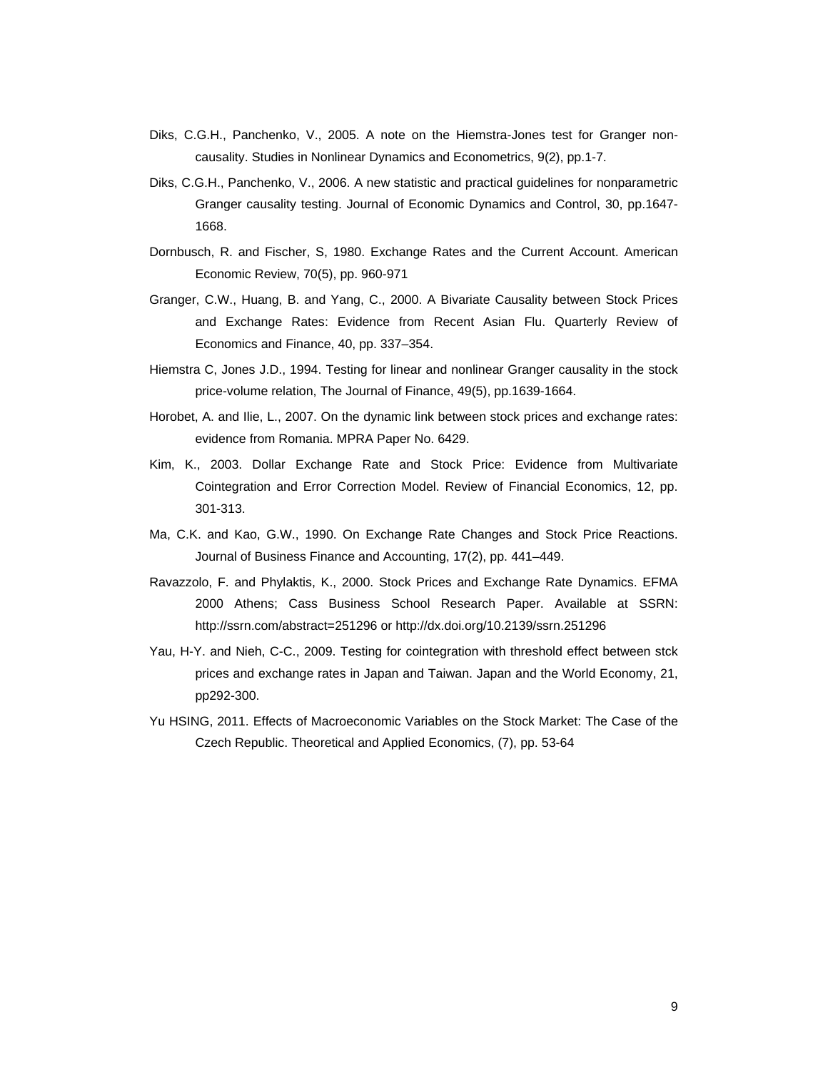Diks, C.G.H., Panchenko, V., 2005. A note on the Hiemstra-Jones test for Granger non-causality. Studies in Nonlinear Dynamics and Econometrics, 9(2), pp.1-7.

Diks, C.G.H., Panchenko, V., 2006. A new statistic and practical guidelines for nonparametric Granger causality testing. Journal of Economic Dynamics and Control, 30, pp.1647-1668.

Dornbusch, R. and Fischer, S, 1980. Exchange Rates and the Current Account. American Economic Review, 70(5), pp. 960-971

Granger, C.W., Huang, B. and Yang, C., 2000. A Bivariate Causality between Stock Prices and Exchange Rates: Evidence from Recent Asian Flu. Quarterly Review of Economics and Finance, 40, pp. 337–354.

Hiemstra C, Jones J.D., 1994. Testing for linear and nonlinear Granger causality in the stock price-volume relation, The Journal of Finance, 49(5), pp.1639-1664.

Horobet, A. and Ilie, L., 2007. On the dynamic link between stock prices and exchange rates: evidence from Romania. MPRA Paper No. 6429.

Kim, K., 2003. Dollar Exchange Rate and Stock Price: Evidence from Multivariate Cointegration and Error Correction Model. Review of Financial Economics, 12, pp. 301-313.

Ma, C.K. and Kao, G.W., 1990. On Exchange Rate Changes and Stock Price Reactions. Journal of Business Finance and Accounting, 17(2), pp. 441–449.

Ravazzolo, F. and Phylaktis, K., 2000. Stock Prices and Exchange Rate Dynamics. EFMA 2000 Athens; Cass Business School Research Paper. Available at SSRN: http://ssrn.com/abstract=251296 or http://dx.doi.org/10.2139/ssrn.251296

Yau, H-Y. and Nieh, C-C., 2009. Testing for cointegration with threshold effect between stck prices and exchange rates in Japan and Taiwan. Japan and the World Economy, 21, pp292-300.

Yu HSING, 2011. Effects of Macroeconomic Variables on the Stock Market: The Case of the Czech Republic. Theoretical and Applied Economics, (7), pp. 53-64